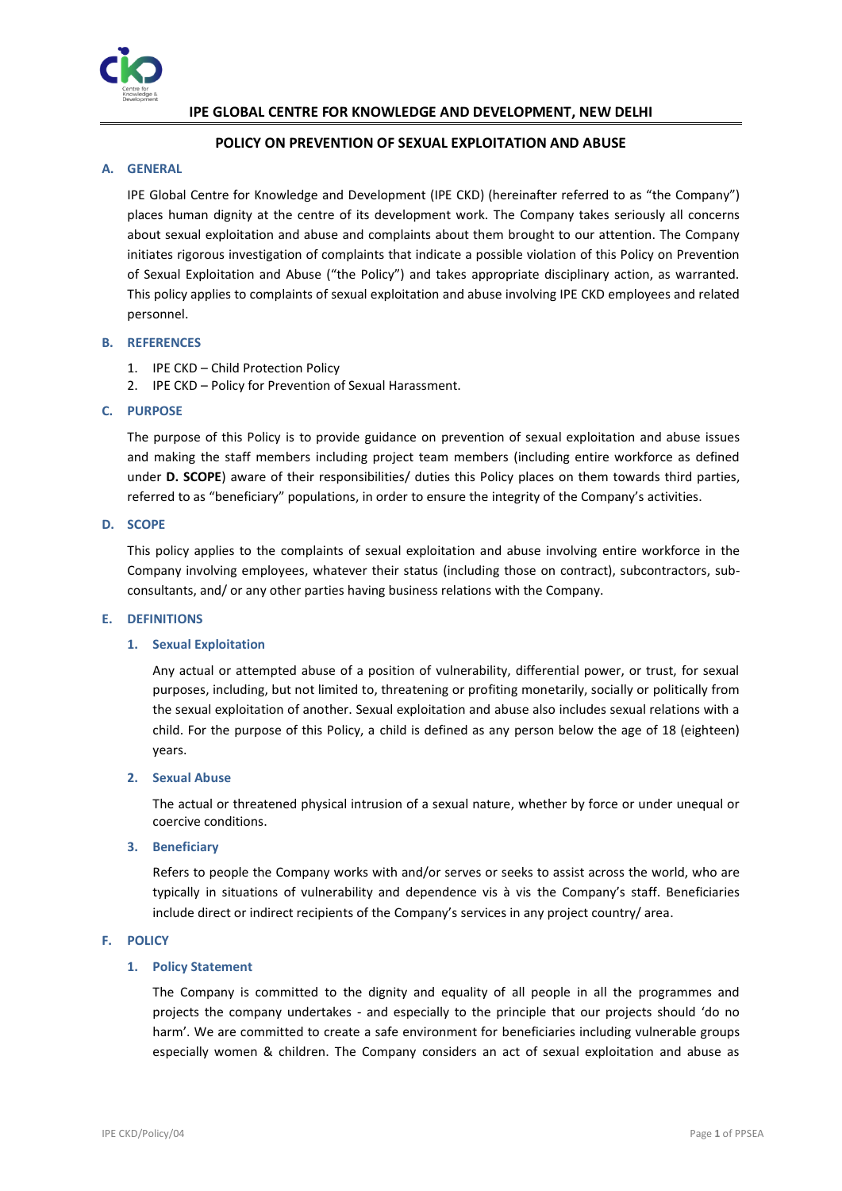# IPE GLOBAL CENTRE FOR KNOWLEDGE AND DEVELOPMENT, NEW DELHI

## POLICY ON PREVENTION OF SEXUAL EXPLOITATION AND ABUSE

### A. GENERAL

IPE Global Centre for Knowledge and Development (IPE CKD) (hereinafter referred to as "the Company") places human dignity at the centre of its development work. The Company takes seriously all concerns about sexual exploitation and abuse and complaints about them brought to our attention. The Company initiates rigorous investigation of complaints that indicate a possible violation of this Policy on Prevention of Sexual Exploitation and Abuse ("the Policy") and takes appropriate disciplinary action, as warranted. This policy applies to complaints of sexual exploitation and abuse involving IPE CKD employees and related personnel.

### B. REFERENCES

1. IPE CKD – Child Protection Policy
2. IPE CKD – Policy for Prevention of Sexual Harassment.

### C. PURPOSE

The purpose of this Policy is to provide guidance on prevention of sexual exploitation and abuse issues and making the staff members including project team members (including entire workforce as defined under **D. SCOPE**) aware of their responsibilities/ duties this Policy places on them towards third parties, referred to as "beneficiary" populations, in order to ensure the integrity of the Company's activities.

### D. SCOPE

This policy applies to the complaints of sexual exploitation and abuse involving entire workforce in the Company involving employees, whatever their status (including those on contract), subcontractors, sub-consultants, and/ or any other parties having business relations with the Company.

### E. DEFINITIONS

#### 1. Sexual Exploitation

Any actual or attempted abuse of a position of vulnerability, differential power, or trust, for sexual purposes, including, but not limited to, threatening or profiting monetarily, socially or politically from the sexual exploitation of another. Sexual exploitation and abuse also includes sexual relations with a child. For the purpose of this Policy, a child is defined as any person below the age of 18 (eighteen) years.

#### 2. Sexual Abuse

The actual or threatened physical intrusion of a sexual nature, whether by force or under unequal or coercive conditions.

#### 3. Beneficiary

Refers to people the Company works with and/or serves or seeks to assist across the world, who are typically in situations of vulnerability and dependence vis à vis the Company's staff. Beneficiaries include direct or indirect recipients of the Company's services in any project country/ area.

### F. POLICY

#### 1. Policy Statement

The Company is committed to the dignity and equality of all people in all the programmes and projects the company undertakes - and especially to the principle that our projects should 'do no harm'. We are committed to create a safe environment for beneficiaries including vulnerable groups especially women & children. The Company considers an act of sexual exploitation and abuse as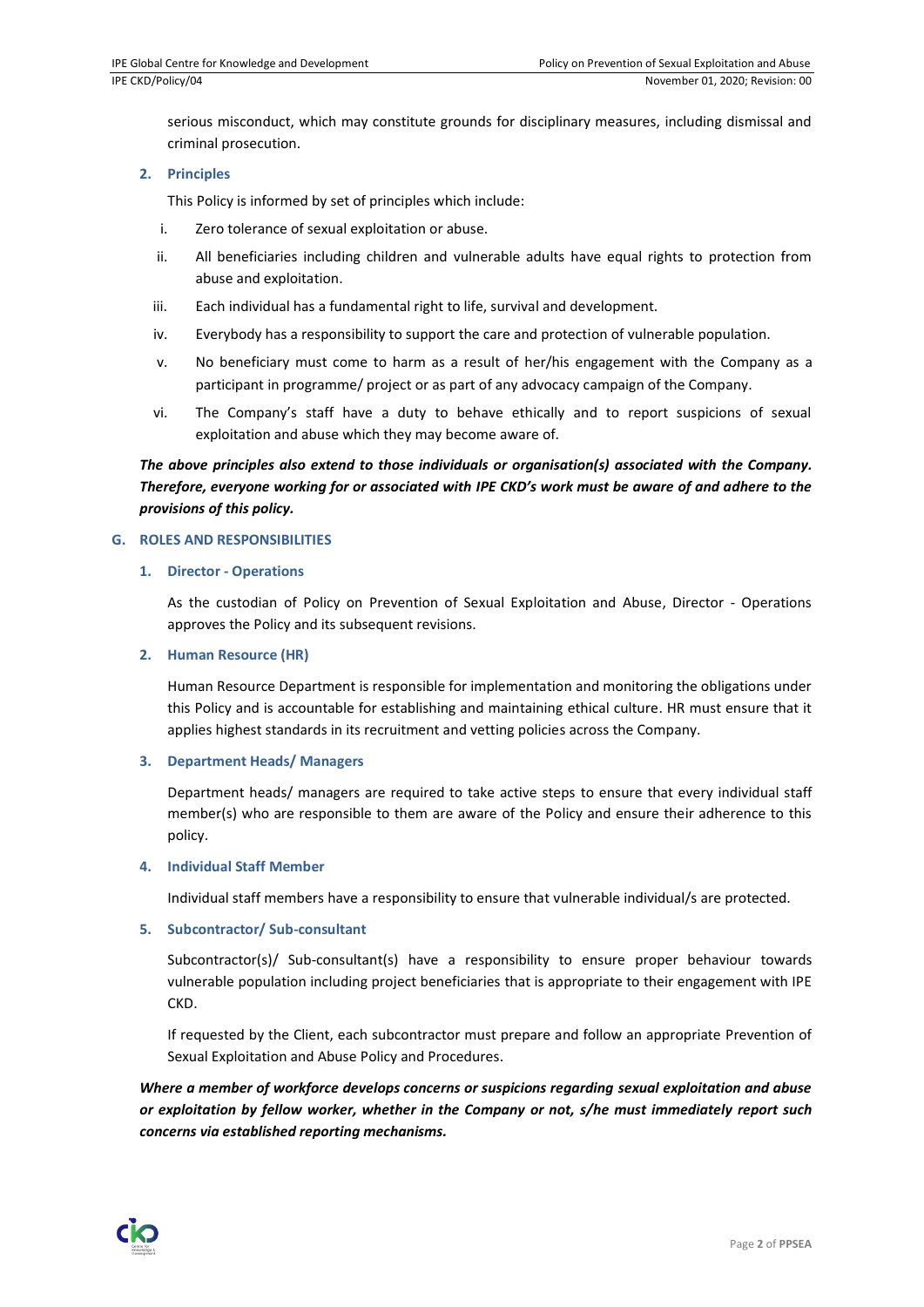serious misconduct, which may constitute grounds for disciplinary measures, including dismissal and criminal prosecution.

### 2. Principles

This Policy is informed by set of principles which include:

i. Zero tolerance of sexual exploitation or abuse.

ii. All beneficiaries including children and vulnerable adults have equal rights to protection from abuse and exploitation.

iii. Each individual has a fundamental right to life, survival and development.

iv. Everybody has a responsibility to support the care and protection of vulnerable population.

v. No beneficiary must come to harm as a result of her/his engagement with the Company as a participant in programme/ project or as part of any advocacy campaign of the Company.

vi. The Company's staff have a duty to behave ethically and to report suspicions of sexual exploitation and abuse which they may become aware of.

***The above principles also extend to those individuals or organisation(s) associated with the Company. Therefore, everyone working for or associated with IPE CKD's work must be aware of and adhere to the provisions of this policy.***

## G. ROLES AND RESPONSIBILITIES

### 1. Director - Operations

As the custodian of Policy on Prevention of Sexual Exploitation and Abuse, Director - Operations approves the Policy and its subsequent revisions.

### 2. Human Resource (HR)

Human Resource Department is responsible for implementation and monitoring the obligations under this Policy and is accountable for establishing and maintaining ethical culture. HR must ensure that it applies highest standards in its recruitment and vetting policies across the Company.

### 3. Department Heads/ Managers

Department heads/ managers are required to take active steps to ensure that every individual staff member(s) who are responsible to them are aware of the Policy and ensure their adherence to this policy.

### 4. Individual Staff Member

Individual staff members have a responsibility to ensure that vulnerable individual/s are protected.

### 5. Subcontractor/ Sub-consultant

Subcontractor(s)/ Sub-consultant(s) have a responsibility to ensure proper behaviour towards vulnerable population including project beneficiaries that is appropriate to their engagement with IPE CKD.

If requested by the Client, each subcontractor must prepare and follow an appropriate Prevention of Sexual Exploitation and Abuse Policy and Procedures.

***Where a member of workforce develops concerns or suspicions regarding sexual exploitation and abuse or exploitation by fellow worker, whether in the Company or not, s/he must immediately report such concerns via established reporting mechanisms.***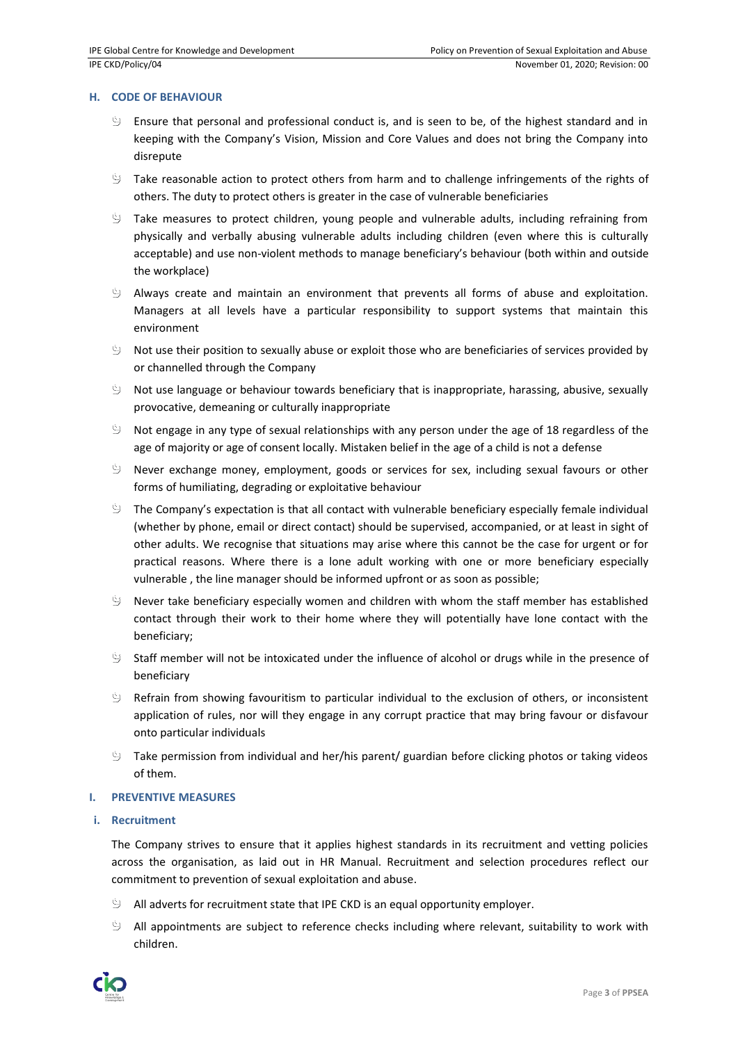## H. CODE OF BEHAVIOUR

- Ensure that personal and professional conduct is, and is seen to be, of the highest standard and in keeping with the Company's Vision, Mission and Core Values and does not bring the Company into disrepute
- Take reasonable action to protect others from harm and to challenge infringements of the rights of others. The duty to protect others is greater in the case of vulnerable beneficiaries
- Take measures to protect children, young people and vulnerable adults, including refraining from physically and verbally abusing vulnerable adults including children (even where this is culturally acceptable) and use non-violent methods to manage beneficiary's behaviour (both within and outside the workplace)
- Always create and maintain an environment that prevents all forms of abuse and exploitation. Managers at all levels have a particular responsibility to support systems that maintain this environment
- Not use their position to sexually abuse or exploit those who are beneficiaries of services provided by or channelled through the Company
- Not use language or behaviour towards beneficiary that is inappropriate, harassing, abusive, sexually provocative, demeaning or culturally inappropriate
- Not engage in any type of sexual relationships with any person under the age of 18 regardless of the age of majority or age of consent locally. Mistaken belief in the age of a child is not a defense
- Never exchange money, employment, goods or services for sex, including sexual favours or other forms of humiliating, degrading or exploitative behaviour
- The Company's expectation is that all contact with vulnerable beneficiary especially female individual (whether by phone, email or direct contact) should be supervised, accompanied, or at least in sight of other adults. We recognise that situations may arise where this cannot be the case for urgent or for practical reasons. Where there is a lone adult working with one or more beneficiary especially vulnerable , the line manager should be informed upfront or as soon as possible;
- Never take beneficiary especially women and children with whom the staff member has established contact through their work to their home where they will potentially have lone contact with the beneficiary;
- Staff member will not be intoxicated under the influence of alcohol or drugs while in the presence of beneficiary
- Refrain from showing favouritism to particular individual to the exclusion of others, or inconsistent application of rules, nor will they engage in any corrupt practice that may bring favour or disfavour onto particular individuals
- Take permission from individual and her/his parent/ guardian before clicking photos or taking videos of them.

## I. PREVENTIVE MEASURES

### i. Recruitment

The Company strives to ensure that it applies highest standards in its recruitment and vetting policies across the organisation, as laid out in HR Manual. Recruitment and selection procedures reflect our commitment to prevention of sexual exploitation and abuse.

- All adverts for recruitment state that IPE CKD is an equal opportunity employer.
- All appointments are subject to reference checks including where relevant, suitability to work with children.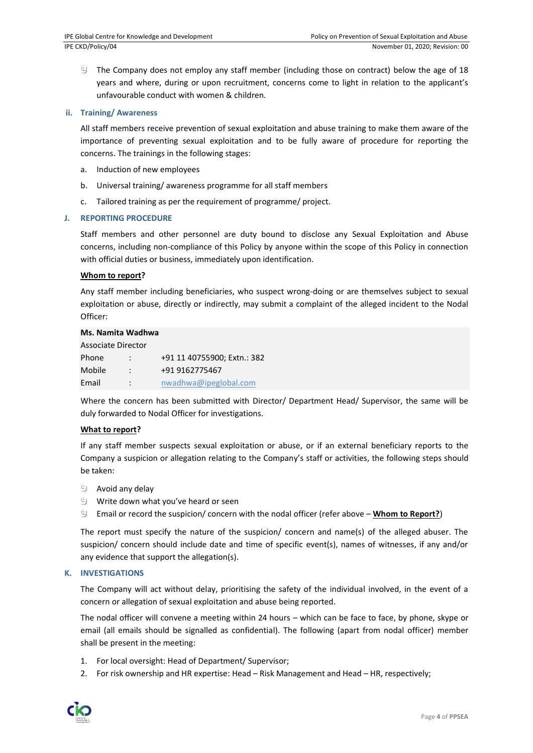- The Company does not employ any staff member (including those on contract) below the age of 18 years and where, during or upon recruitment, concerns come to light in relation to the applicant's unfavourable conduct with women & children.

#### ii. Training/ Awareness

All staff members receive prevention of sexual exploitation and abuse training to make them aware of the importance of preventing sexual exploitation and to be fully aware of procedure for reporting the concerns. The trainings in the following stages:

a. Induction of new employees

b. Universal training/ awareness programme for all staff members

c. Tailored training as per the requirement of programme/ project.

### J. REPORTING PROCEDURE

Staff members and other personnel are duty bound to disclose any Sexual Exploitation and Abuse concerns, including non-compliance of this Policy by anyone within the scope of this Policy in connection with official duties or business, immediately upon identification.

**Whom to report?**

Any staff member including beneficiaries, who suspect wrong-doing or are themselves subject to sexual exploitation or abuse, directly or indirectly, may submit a complaint of the alleged incident to the Nodal Officer:

**Ms. Namita Wadhwa**
Associate Director

| | | |
|---|---|---|
| Phone | : | +91 11 40755900; Extn.: 382 |
| Mobile | : | +91 9162775467 |
| Email | : | nwadhwa@ipeglobal.com |

Where the concern has been submitted with Director/ Department Head/ Supervisor, the same will be duly forwarded to Nodal Officer for investigations.

**What to report?**

If any staff member suspects sexual exploitation or abuse, or if an external beneficiary reports to the Company a suspicion or allegation relating to the Company's staff or activities, the following steps should be taken:

- Avoid any delay
- Write down what you've heard or seen
- Email or record the suspicion/ concern with the nodal officer (refer above – **Whom to Report?**)

The report must specify the nature of the suspicion/ concern and name(s) of the alleged abuser. The suspicion/ concern should include date and time of specific event(s), names of witnesses, if any and/or any evidence that support the allegation(s).

### K. INVESTIGATIONS

The Company will act without delay, prioritising the safety of the individual involved, in the event of a concern or allegation of sexual exploitation and abuse being reported.

The nodal officer will convene a meeting within 24 hours – which can be face to face, by phone, skype or email (all emails should be signalled as confidential). The following (apart from nodal officer) member shall be present in the meeting:

1. For local oversight: Head of Department/ Supervisor;
2. For risk ownership and HR expertise: Head – Risk Management and Head – HR, respectively;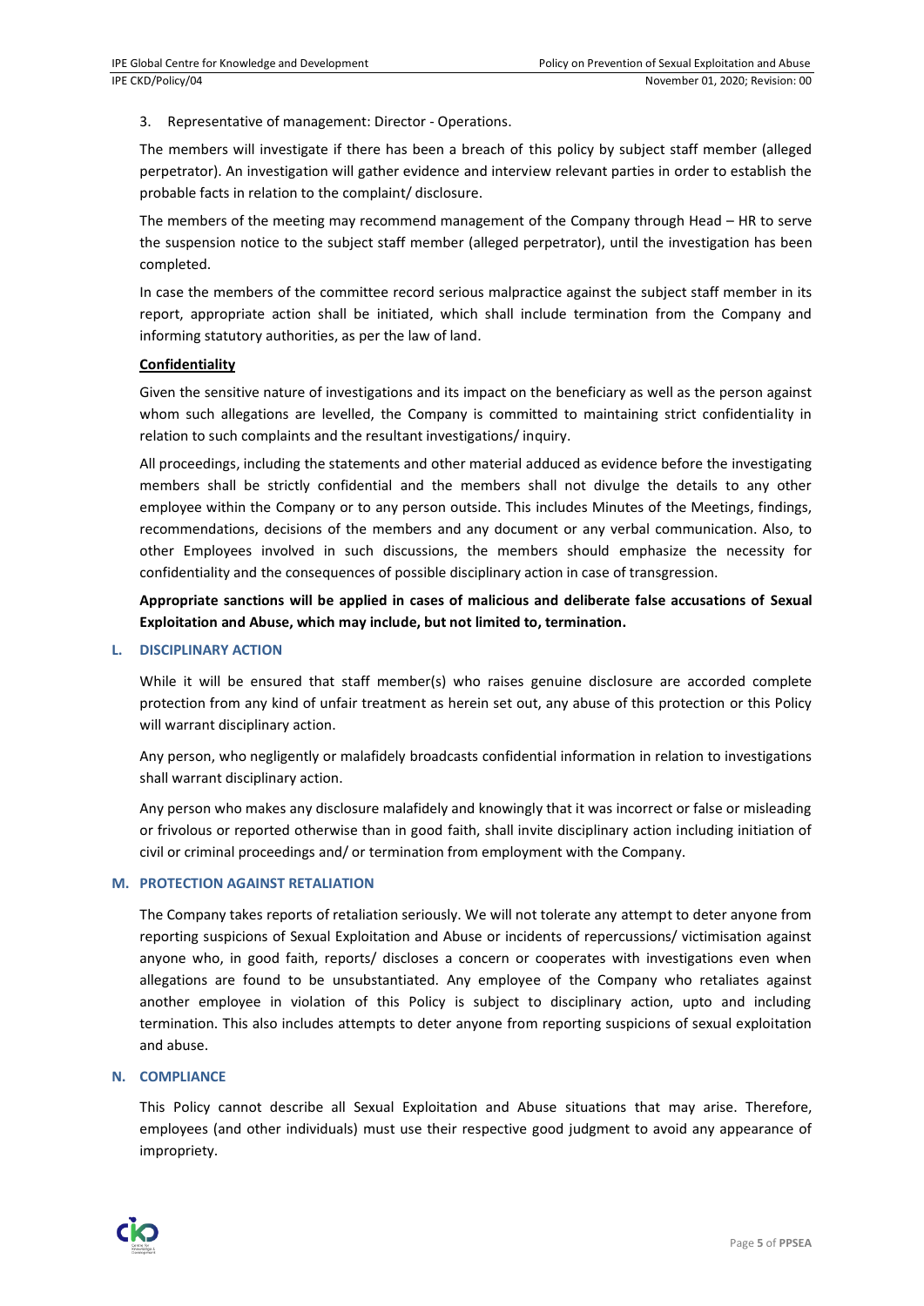3. Representative of management: Director - Operations.

The members will investigate if there has been a breach of this policy by subject staff member (alleged perpetrator). An investigation will gather evidence and interview relevant parties in order to establish the probable facts in relation to the complaint/ disclosure.

The members of the meeting may recommend management of the Company through Head – HR to serve the suspension notice to the subject staff member (alleged perpetrator), until the investigation has been completed.

In case the members of the committee record serious malpractice against the subject staff member in its report, appropriate action shall be initiated, which shall include termination from the Company and informing statutory authorities, as per the law of land.

**Confidentiality**

Given the sensitive nature of investigations and its impact on the beneficiary as well as the person against whom such allegations are levelled, the Company is committed to maintaining strict confidentiality in relation to such complaints and the resultant investigations/ inquiry.

All proceedings, including the statements and other material adduced as evidence before the investigating members shall be strictly confidential and the members shall not divulge the details to any other employee within the Company or to any person outside. This includes Minutes of the Meetings, findings, recommendations, decisions of the members and any document or any verbal communication. Also, to other Employees involved in such discussions, the members should emphasize the necessity for confidentiality and the consequences of possible disciplinary action in case of transgression.

**Appropriate sanctions will be applied in cases of malicious and deliberate false accusations of Sexual Exploitation and Abuse, which may include, but not limited to, termination.**

## L. DISCIPLINARY ACTION

While it will be ensured that staff member(s) who raises genuine disclosure are accorded complete protection from any kind of unfair treatment as herein set out, any abuse of this protection or this Policy will warrant disciplinary action.

Any person, who negligently or malafidely broadcasts confidential information in relation to investigations shall warrant disciplinary action.

Any person who makes any disclosure malafidely and knowingly that it was incorrect or false or misleading or frivolous or reported otherwise than in good faith, shall invite disciplinary action including initiation of civil or criminal proceedings and/ or termination from employment with the Company.

## M. PROTECTION AGAINST RETALIATION

The Company takes reports of retaliation seriously. We will not tolerate any attempt to deter anyone from reporting suspicions of Sexual Exploitation and Abuse or incidents of repercussions/ victimisation against anyone who, in good faith, reports/ discloses a concern or cooperates with investigations even when allegations are found to be unsubstantiated. Any employee of the Company who retaliates against another employee in violation of this Policy is subject to disciplinary action, upto and including termination. This also includes attempts to deter anyone from reporting suspicions of sexual exploitation and abuse.

## N. COMPLIANCE

This Policy cannot describe all Sexual Exploitation and Abuse situations that may arise. Therefore, employees (and other individuals) must use their respective good judgment to avoid any appearance of impropriety.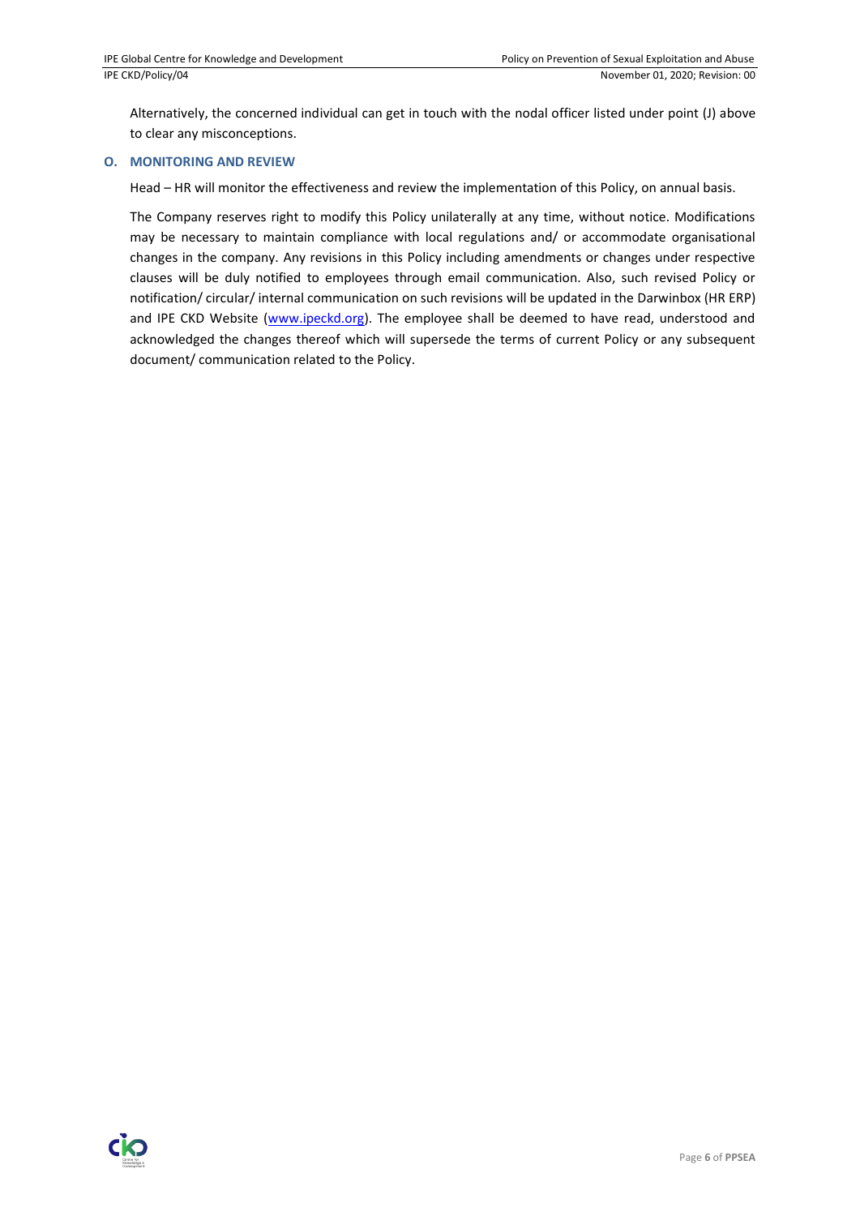Alternatively, the concerned individual can get in touch with the nodal officer listed under point (J) above to clear any misconceptions.

## O. MONITORING AND REVIEW

Head – HR will monitor the effectiveness and review the implementation of this Policy, on annual basis.

The Company reserves right to modify this Policy unilaterally at any time, without notice. Modifications may be necessary to maintain compliance with local regulations and/ or accommodate organisational changes in the company. Any revisions in this Policy including amendments or changes under respective clauses will be duly notified to employees through email communication. Also, such revised Policy or notification/ circular/ internal communication on such revisions will be updated in the Darwinbox (HR ERP) and IPE CKD Website (www.ipeckd.org). The employee shall be deemed to have read, understood and acknowledged the changes thereof which will supersede the terms of current Policy or any subsequent document/ communication related to the Policy.